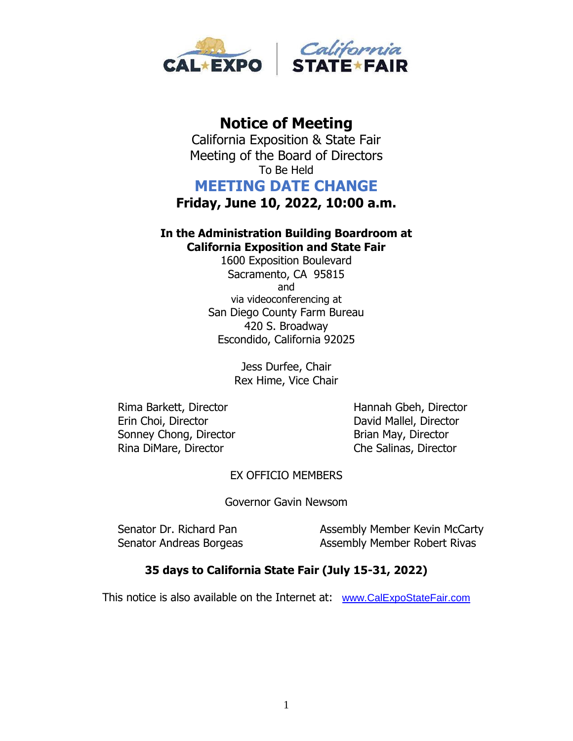# Notice of Meeting

California Exposition & State Fair
Meeting of the Board of Directors
To Be Held

## MEETING DATE CHANGE

**Friday, June 10, 2022, 10:00 a.m.**

**In the Administration Building Boardroom at**
**California Exposition and State Fair**
1600 Exposition Boulevard
Sacramento, CA 95815
and
via videoconferencing at
San Diego County Farm Bureau
420 S. Broadway
Escondido, California 92025

Jess Durfee, Chair
Rex Hime, Vice Chair

Rima Barkett, Director
Erin Choi, Director
Sonney Chong, Director
Rina DiMare, Director
Hannah Gbeh, Director
David Mallel, Director
Brian May, Director
Che Salinas, Director

EX OFFICIO MEMBERS

Governor Gavin Newsom

Senator Dr. Richard Pan
Senator Andreas Borgeas
Assembly Member Kevin McCarty
Assembly Member Robert Rivas

**35 days to California State Fair (July 15-31, 2022)**

This notice is also available on the Internet at: www.CalExpoStateFair.com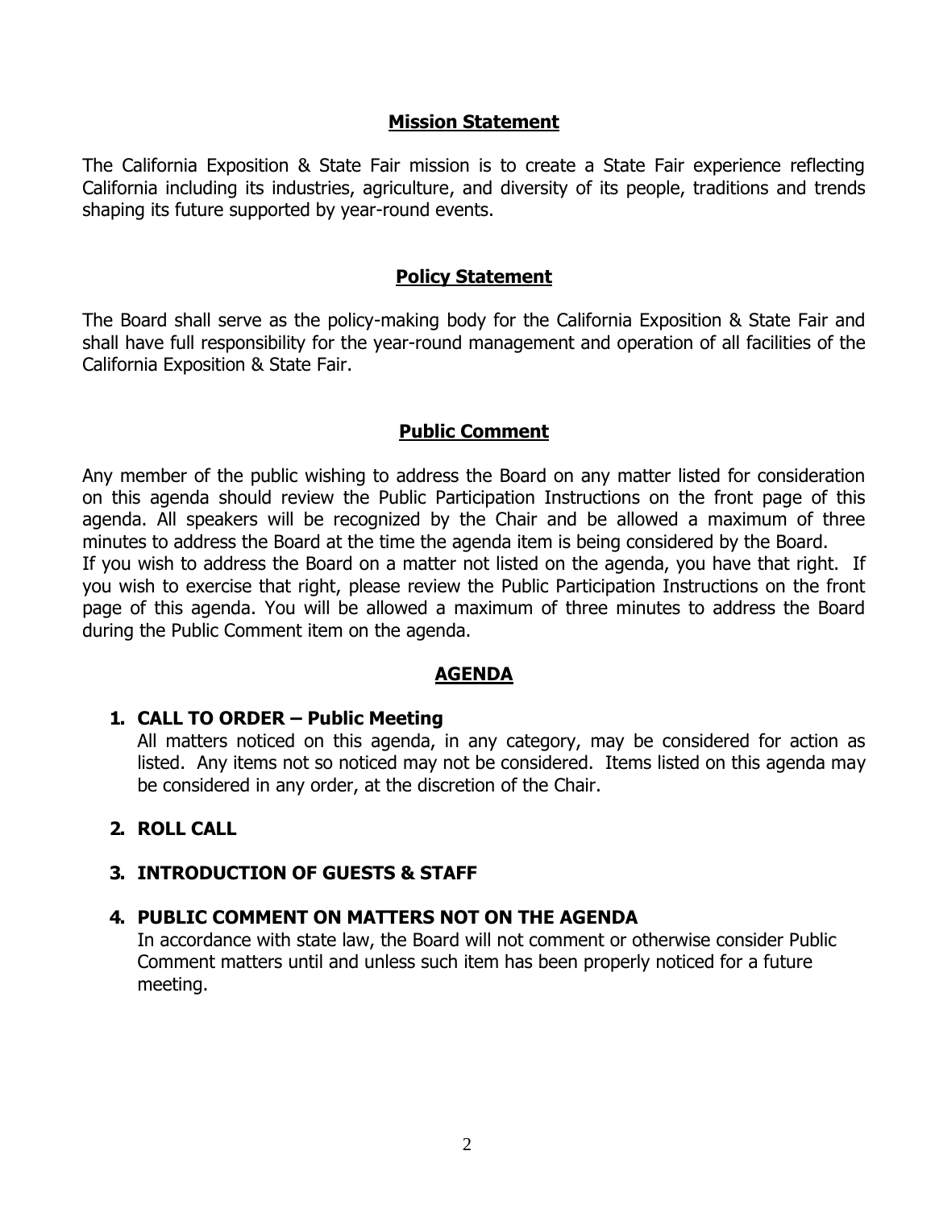## Mission Statement

The California Exposition & State Fair mission is to create a State Fair experience reflecting California including its industries, agriculture, and diversity of its people, traditions and trends shaping its future supported by year-round events.

## Policy Statement

The Board shall serve as the policy-making body for the California Exposition & State Fair and shall have full responsibility for the year-round management and operation of all facilities of the California Exposition & State Fair.

## Public Comment

Any member of the public wishing to address the Board on any matter listed for consideration on this agenda should review the Public Participation Instructions on the front page of this agenda. All speakers will be recognized by the Chair and be allowed a maximum of three minutes to address the Board at the time the agenda item is being considered by the Board.
If you wish to address the Board on a matter not listed on the agenda, you have that right. If you wish to exercise that right, please review the Public Participation Instructions on the front page of this agenda. You will be allowed a maximum of three minutes to address the Board during the Public Comment item on the agenda.

## AGENDA

1. **CALL TO ORDER – Public Meeting**
   All matters noticed on this agenda, in any category, may be considered for action as listed. Any items not so noticed may not be considered. Items listed on this agenda may be considered in any order, at the discretion of the Chair.

2. **ROLL CALL**

3. **INTRODUCTION OF GUESTS & STAFF**

4. **PUBLIC COMMENT ON MATTERS NOT ON THE AGENDA**
   In accordance with state law, the Board will not comment or otherwise consider Public Comment matters until and unless such item has been properly noticed for a future meeting.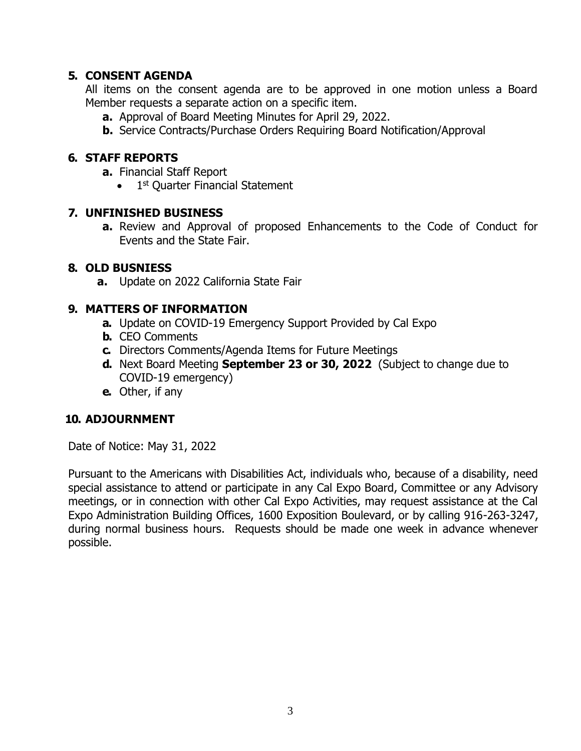## 5. CONSENT AGENDA

All items on the consent agenda are to be approved in one motion unless a Board Member requests a separate action on a specific item.

- **a.** Approval of Board Meeting Minutes for April 29, 2022.
- **b.** Service Contracts/Purchase Orders Requiring Board Notification/Approval

## 6. STAFF REPORTS

- **a.** Financial Staff Report
  - 1st Quarter Financial Statement

## 7. UNFINISHED BUSINESS

- **a.** Review and Approval of proposed Enhancements to the Code of Conduct for Events and the State Fair.

## 8. OLD BUSNIESS

- **a.** Update on 2022 California State Fair

## 9. MATTERS OF INFORMATION

- **a.** Update on COVID-19 Emergency Support Provided by Cal Expo
- **b.** CEO Comments
- **c.** Directors Comments/Agenda Items for Future Meetings
- **d.** Next Board Meeting **September 23 or 30, 2022** (Subject to change due to COVID-19 emergency)
- **e.** Other, if any

## 10. ADJOURNMENT

Date of Notice: May 31, 2022

Pursuant to the Americans with Disabilities Act, individuals who, because of a disability, need special assistance to attend or participate in any Cal Expo Board, Committee or any Advisory meetings, or in connection with other Cal Expo Activities, may request assistance at the Cal Expo Administration Building Offices, 1600 Exposition Boulevard, or by calling 916-263-3247, during normal business hours. Requests should be made one week in advance whenever possible.